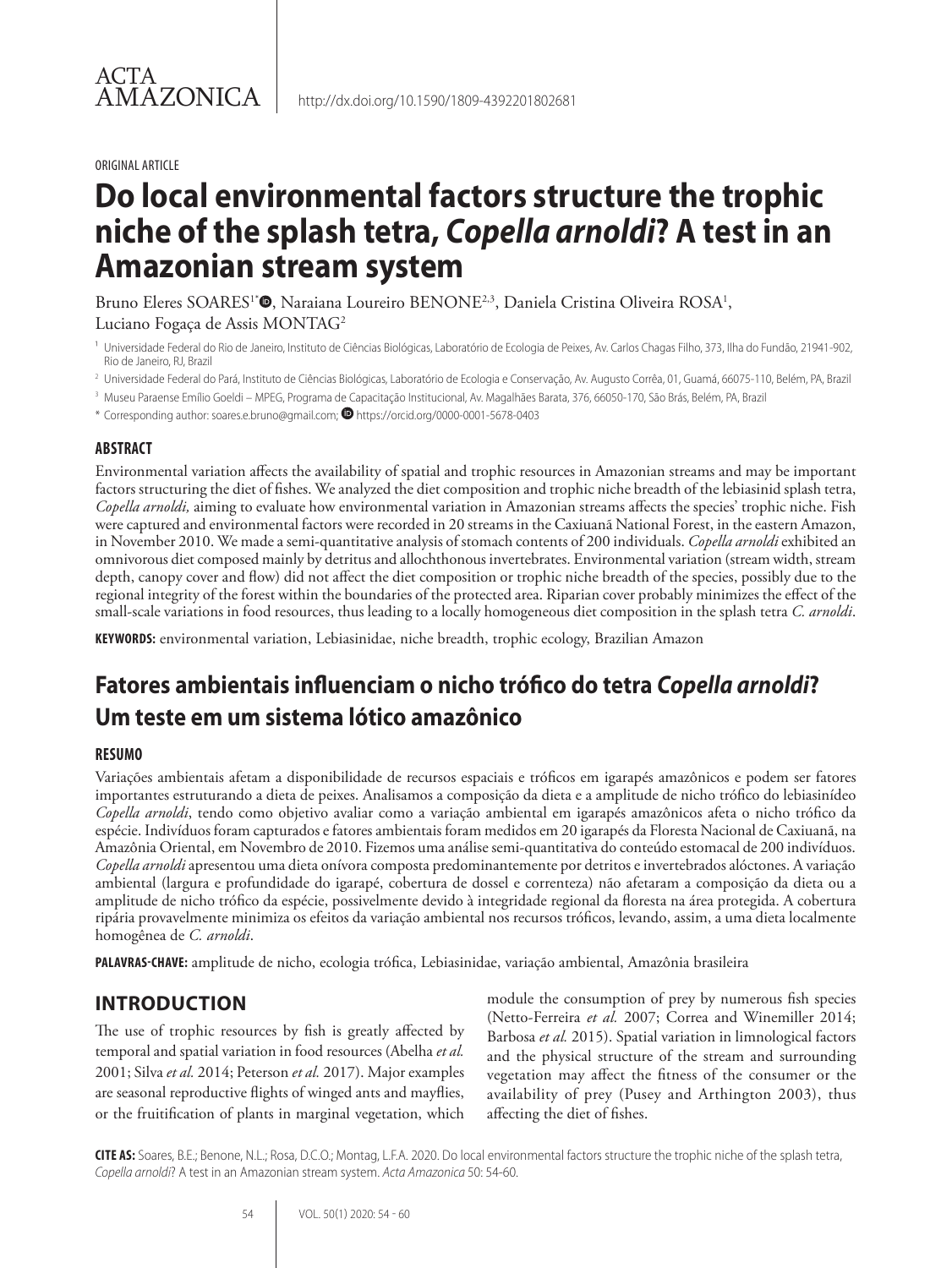ACTA AMAZONICA

http://dx.doi.org/10.1590/1809-4392201802681

ORIGINAL ARTICLE

# Do local environmental factors structure the trophic niche of the splash tetra, *Copella arnoldi*? A test in an Amazonian stream system

Bruno Eleres SOARES[1*], Naraiana Loureiro BENONE[2,3], Daniela Cristina Oliveira ROSA[1], Luciano Fogaça de Assis MONTAG[2]

[1] Universidade Federal do Rio de Janeiro, Instituto de Ciências Biológicas, Laboratório de Ecologia de Peixes, Av. Carlos Chagas Filho, 373, Ilha do Fundão, 21941-902, Rio de Janeiro, RJ, Brazil

[2] Universidade Federal do Pará, Instituto de Ciências Biológicas, Laboratório de Ecologia e Conservação, Av. Augusto Corrêa, 01, Guamá, 66075-110, Belém, PA, Brazil

[3] Museu Paraense Emílio Goeldi – MPEG, Programa de Capacitação Institucional, Av. Magalhães Barata, 376, 66050-170, São Brás, Belém, PA, Brazil

* Corresponding author: soares.e.bruno@gmail.com; https://orcid.org/0000-0001-5678-0403

## ABSTRACT

Environmental variation affects the availability of spatial and trophic resources in Amazonian streams and may be important factors structuring the diet of fishes. We analyzed the diet composition and trophic niche breadth of the lebiasinid splash tetra, *Copella arnoldi,* aiming to evaluate how environmental variation in Amazonian streams affects the species' trophic niche. Fish were captured and environmental factors were recorded in 20 streams in the Caxiuanã National Forest, in the eastern Amazon, in November 2010. We made a semi-quantitative analysis of stomach contents of 200 individuals. *Copella arnoldi* exhibited an omnivorous diet composed mainly by detritus and allochthonous invertebrates. Environmental variation (stream width, stream depth, canopy cover and flow) did not affect the diet composition or trophic niche breadth of the species, possibly due to the regional integrity of the forest within the boundaries of the protected area. Riparian cover probably minimizes the effect of the small-scale variations in food resources, thus leading to a locally homogeneous diet composition in the splash tetra *C. arnoldi*.

**KEYWORDS:** environmental variation, Lebiasinidae, niche breadth, trophic ecology, Brazilian Amazon

# Fatores ambientais influenciam o nicho trófico do tetra *Copella arnoldi*? Um teste em um sistema lótico amazônico

## RESUMO

Variações ambientais afetam a disponibilidade de recursos espaciais e tróficos em igarapés amazônicos e podem ser fatores importantes estruturando a dieta de peixes. Analisamos a composição da dieta e a amplitude de nicho trófico do lebiasinídeo *Copella arnoldi*, tendo como objetivo avaliar como a variação ambiental em igarapés amazônicos afeta o nicho trófico da espécie. Indivíduos foram capturados e fatores ambientais foram medidos em 20 igarapés da Floresta Nacional de Caxiuanã, na Amazônia Oriental, em Novembro de 2010. Fizemos uma análise semi-quantitativa do conteúdo estomacal de 200 indivíduos. *Copella arnoldi* apresentou uma dieta onívora composta predominantemente por detritos e invertebrados alóctones. A variação ambiental (largura e profundidade do igarapé, cobertura de dossel e correnteza) não afetaram a composição da dieta ou a amplitude de nicho trófico da espécie, possivelmente devido à integridade regional da floresta na área protegida. A cobertura ripária provavelmente minimiza os efeitos da variação ambiental nos recursos tróficos, levando, assim, a uma dieta localmente homogênea de *C. arnoldi*.

**PALAVRAS-CHAVE:** amplitude de nicho, ecologia trófica, Lebiasinidae, variação ambiental, Amazônia brasileira

## INTRODUCTION

The use of trophic resources by fish is greatly affected by temporal and spatial variation in food resources (Abelha *et al.* 2001; Silva *et al.* 2014; Peterson *et al.* 2017). Major examples are seasonal reproductive flights of winged ants and mayflies, or the fruitification of plants in marginal vegetation, which module the consumption of prey by numerous fish species (Netto-Ferreira *et al.* 2007; Correa and Winemiller 2014; Barbosa *et al.* 2015). Spatial variation in limnological factors and the physical structure of the stream and surrounding vegetation may affect the fitness of the consumer or the availability of prey (Pusey and Arthington 2003), thus affecting the diet of fishes.

**CITE AS:** Soares, B.E.; Benone, N.L.; Rosa, D.C.O.; Montag, L.F.A. 2020. Do local environmental factors structure the trophic niche of the splash tetra, *Copella arnoldi*? A test in an Amazonian stream system. *Acta Amazonica* 50: 54-60.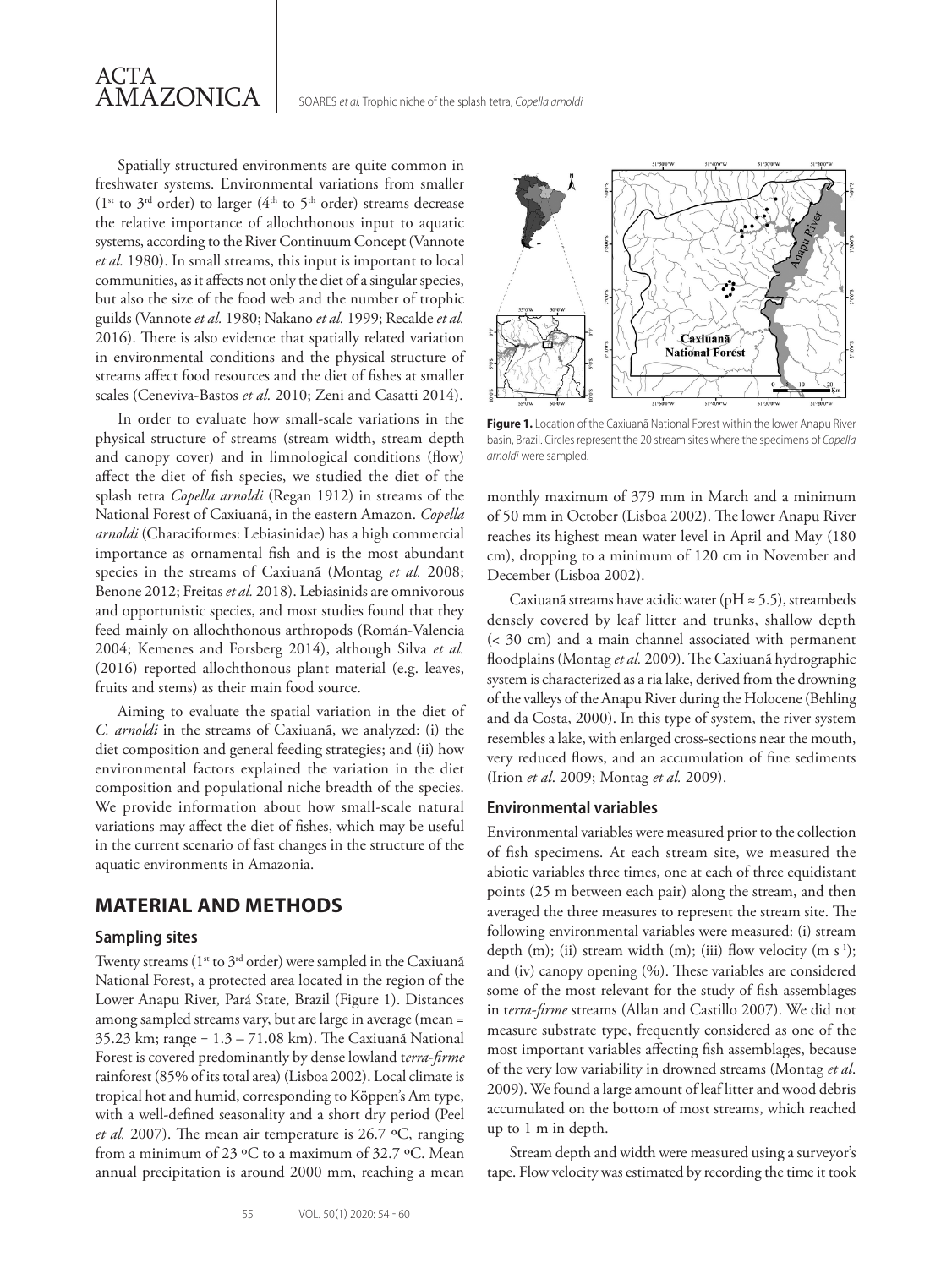Spatially structured environments are quite common in freshwater systems. Environmental variations from smaller (1st to 3rd order) to larger (4th to 5th order) streams decrease the relative importance of allochthonous input to aquatic systems, according to the River Continuum Concept (Vannote *et al.* 1980). In small streams, this input is important to local communities, as it affects not only the diet of a singular species, but also the size of the food web and the number of trophic guilds (Vannote *et al.* 1980; Nakano *et al.* 1999; Recalde *et al.* 2016). There is also evidence that spatially related variation in environmental conditions and the physical structure of streams affect food resources and the diet of fishes at smaller scales (Ceneviva-Bastos *et al.* 2010; Zeni and Casatti 2014).

In order to evaluate how small-scale variations in the physical structure of streams (stream width, stream depth and canopy cover) and in limnological conditions (flow) affect the diet of fish species, we studied the diet of the splash tetra *Copella arnoldi* (Regan 1912) in streams of the National Forest of Caxiuanã, in the eastern Amazon. *Copella arnoldi* (Characiformes: Lebiasinidae) has a high commercial importance as ornamental fish and is the most abundant species in the streams of Caxiuanã (Montag *et al.* 2008; Benone 2012; Freitas *et al.* 2018). Lebiasinids are omnivorous and opportunistic species, and most studies found that they feed mainly on allochthonous arthropods (Román-Valencia 2004; Kemenes and Forsberg 2014), although Silva *et al.* (2016) reported allochthonous plant material (e.g. leaves, fruits and stems) as their main food source.

Aiming to evaluate the spatial variation in the diet of *C. arnoldi* in the streams of Caxiuanã, we analyzed: (i) the diet composition and general feeding strategies; and (ii) how environmental factors explained the variation in the diet composition and populational niche breadth of the species. We provide information about how small-scale natural variations may affect the diet of fishes, which may be useful in the current scenario of fast changes in the structure of the aquatic environments in Amazonia.

## MATERIAL AND METHODS

### Sampling sites

Twenty streams (1st to 3rd order) were sampled in the Caxiuanã National Forest, a protected area located in the region of the Lower Anapu River, Pará State, Brazil (Figure 1). Distances among sampled streams vary, but are large in average (mean = 35.23 km; range = 1.3 – 71.08 km). The Caxiuanã National Forest is covered predominantly by dense lowland *terra-firme* rainforest (85% of its total area) (Lisboa 2002). Local climate is tropical hot and humid, corresponding to Köppen's Am type, with a well-defined seasonality and a short dry period (Peel *et al.* 2007). The mean air temperature is 26.7 ºC, ranging from a minimum of 23 ºC to a maximum of 32.7 ºC. Mean annual precipitation is around 2000 mm, reaching a mean monthly maximum of 379 mm in March and a minimum of 50 mm in October (Lisboa 2002). The lower Anapu River reaches its highest mean water level in April and May (180 cm), dropping to a minimum of 120 cm in November and December (Lisboa 2002).

**Figure 1.** Location of the Caxiuanã National Forest within the lower Anapu River basin, Brazil. Circles represent the 20 stream sites where the specimens of *Copella arnoldi* were sampled.

Caxiuanã streams have acidic water (pH ≈ 5.5), streambeds densely covered by leaf litter and trunks, shallow depth (< 30 cm) and a main channel associated with permanent floodplains (Montag *et al.* 2009). The Caxiuanã hydrographic system is characterized as a ria lake, derived from the drowning of the valleys of the Anapu River during the Holocene (Behling and da Costa, 2000). In this type of system, the river system resembles a lake, with enlarged cross-sections near the mouth, very reduced flows, and an accumulation of fine sediments (Irion *et al.* 2009; Montag *et al.* 2009).

### Environmental variables

Environmental variables were measured prior to the collection of fish specimens. At each stream site, we measured the abiotic variables three times, one at each of three equidistant points (25 m between each pair) along the stream, and then averaged the three measures to represent the stream site. The following environmental variables were measured: (i) stream depth (m); (ii) stream width (m); (iii) flow velocity (m $s^{-1}$); and (iv) canopy opening (%). These variables are considered some of the most relevant for the study of fish assemblages in *terra-firme* streams (Allan and Castillo 2007). We did not measure substrate type, frequently considered as one of the most important variables affecting fish assemblages, because of the very low variability in drowned streams (Montag *et al*. 2009). We found a large amount of leaf litter and wood debris accumulated on the bottom of most streams, which reached up to 1 m in depth.

Stream depth and width were measured using a surveyor's tape. Flow velocity was estimated by recording the time it took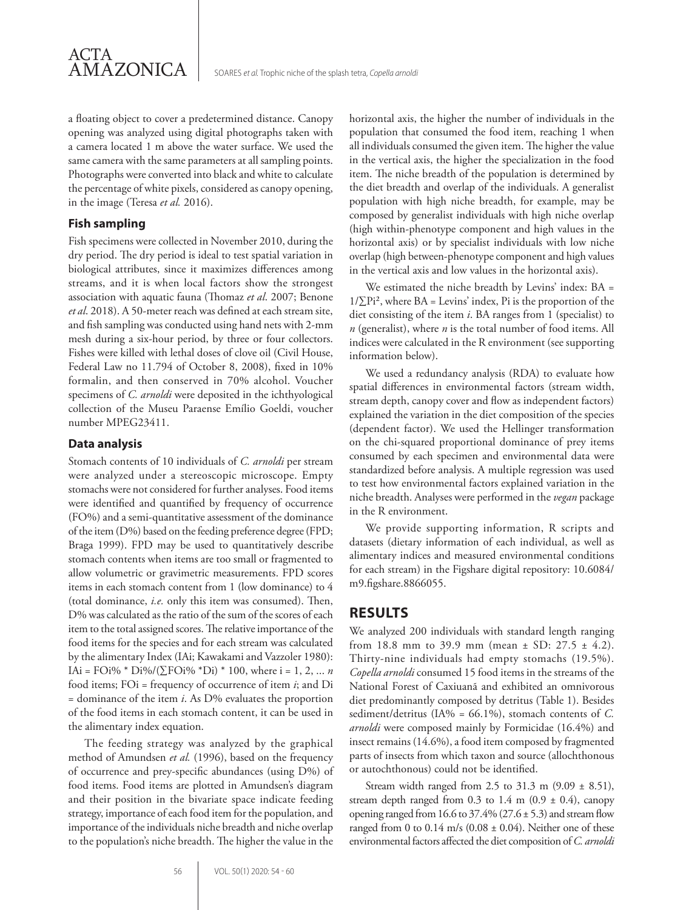a floating object to cover a predetermined distance. Canopy opening was analyzed using digital photographs taken with a camera located 1 m above the water surface. We used the same camera with the same parameters at all sampling points. Photographs were converted into black and white to calculate the percentage of white pixels, considered as canopy opening, in the image (Teresa *et al.* 2016).

### Fish sampling

Fish specimens were collected in November 2010, during the dry period. The dry period is ideal to test spatial variation in biological attributes, since it maximizes differences among streams, and it is when local factors show the strongest association with aquatic fauna (Thomaz *et al*. 2007; Benone *et al*. 2018). A 50-meter reach was defined at each stream site, and fish sampling was conducted using hand nets with 2-mm mesh during a six-hour period, by three or four collectors. Fishes were killed with lethal doses of clove oil (Civil House, Federal Law no 11.794 of October 8, 2008), fixed in 10% formalin, and then conserved in 70% alcohol. Voucher specimens of *C. arnoldi* were deposited in the ichthyological collection of the Museu Paraense Emílio Goeldi, voucher number MPEG23411.

### Data analysis

Stomach contents of 10 individuals of *C. arnoldi* per stream were analyzed under a stereoscopic microscope. Empty stomachs were not considered for further analyses. Food items were identified and quantified by frequency of occurrence (FO%) and a semi-quantitative assessment of the dominance of the item (D%) based on the feeding preference degree (FPD; Braga 1999). FPD may be used to quantitatively describe stomach contents when items are too small or fragmented to allow volumetric or gravimetric measurements. FPD scores items in each stomach content from 1 (low dominance) to 4 (total dominance, *i.e.* only this item was consumed). Then, D% was calculated as the ratio of the sum of the scores of each item to the total assigned scores. The relative importance of the food items for the species and for each stream was calculated by the alimentary Index (IAi; Kawakami and Vazzoler 1980): $IAi = FOi\% * Di\%/(\sum FOi\% * Di) * 100$, where $i = 1, 2, ... n$ food items; $FOi$ = frequency of occurrence of item *i*; and $Di$ = dominance of the item *i*. As D% evaluates the proportion of the food items in each stomach content, it can be used in the alimentary index equation.

The feeding strategy was analyzed by the graphical method of Amundsen *et al.* (1996), based on the frequency of occurrence and prey-specific abundances (using D%) of food items. Food items are plotted in Amundsen's diagram and their position in the bivariate space indicate feeding strategy, importance of each food item for the population, and importance of the individuals niche breadth and niche overlap to the population's niche breadth. The higher the value in the horizontal axis, the higher the number of individuals in the population that consumed the food item, reaching 1 when all individuals consumed the given item. The higher the value in the vertical axis, the higher the specialization in the food item. The niche breadth of the population is determined by the diet breadth and overlap of the individuals. A generalist population with high niche breadth, for example, may be composed by generalist individuals with high niche overlap (high within-phenotype component and high values in the horizontal axis) or by specialist individuals with low niche overlap (high between-phenotype component and high values in the vertical axis and low values in the horizontal axis).

We estimated the niche breadth by Levins' index: $BA = 1/\sum Pi^2$, where BA = Levins' index, Pi is the proportion of the diet consisting of the item *i*. BA ranges from 1 (specialist) to *n* (generalist), where *n* is the total number of food items. All indices were calculated in the R environment (see supporting information below).

We used a redundancy analysis (RDA) to evaluate how spatial differences in environmental factors (stream width, stream depth, canopy cover and flow as independent factors) explained the variation in the diet composition of the species (dependent factor). We used the Hellinger transformation on the chi-squared proportional dominance of prey items consumed by each specimen and environmental data were standardized before analysis. A multiple regression was used to test how environmental factors explained variation in the niche breadth. Analyses were performed in the *vegan* package in the R environment.

We provide supporting information, R scripts and datasets (dietary information of each individual, as well as alimentary indices and measured environmental conditions for each stream) in the Figshare digital repository: 10.6084/m9.figshare.8866055.

## RESULTS

We analyzed 200 individuals with standard length ranging from 18.8 mm to 39.9 mm (mean ± SD: 27.5 ± 4.2). Thirty-nine individuals had empty stomachs (19.5%). *Copella arnoldi* consumed 15 food items in the streams of the National Forest of Caxiuanã and exhibited an omnivorous diet predominantly composed by detritus (Table 1). Besides sediment/detritus (IA% = 66.1%), stomach contents of *C. arnoldi* were composed mainly by Formicidae (16.4%) and insect remains (14.6%), a food item composed by fragmented parts of insects from which taxon and source (allochthonous or autochthonous) could not be identified.

Stream width ranged from 2.5 to 31.3 m (9.09 ± 8.51), stream depth ranged from 0.3 to 1.4 m (0.9 ± 0.4), canopy opening ranged from 16.6 to 37.4% (27.6 ± 5.3) and stream flow ranged from 0 to 0.14 m/s (0.08 ± 0.04). Neither one of these environmental factors affected the diet composition of *C. arnoldi*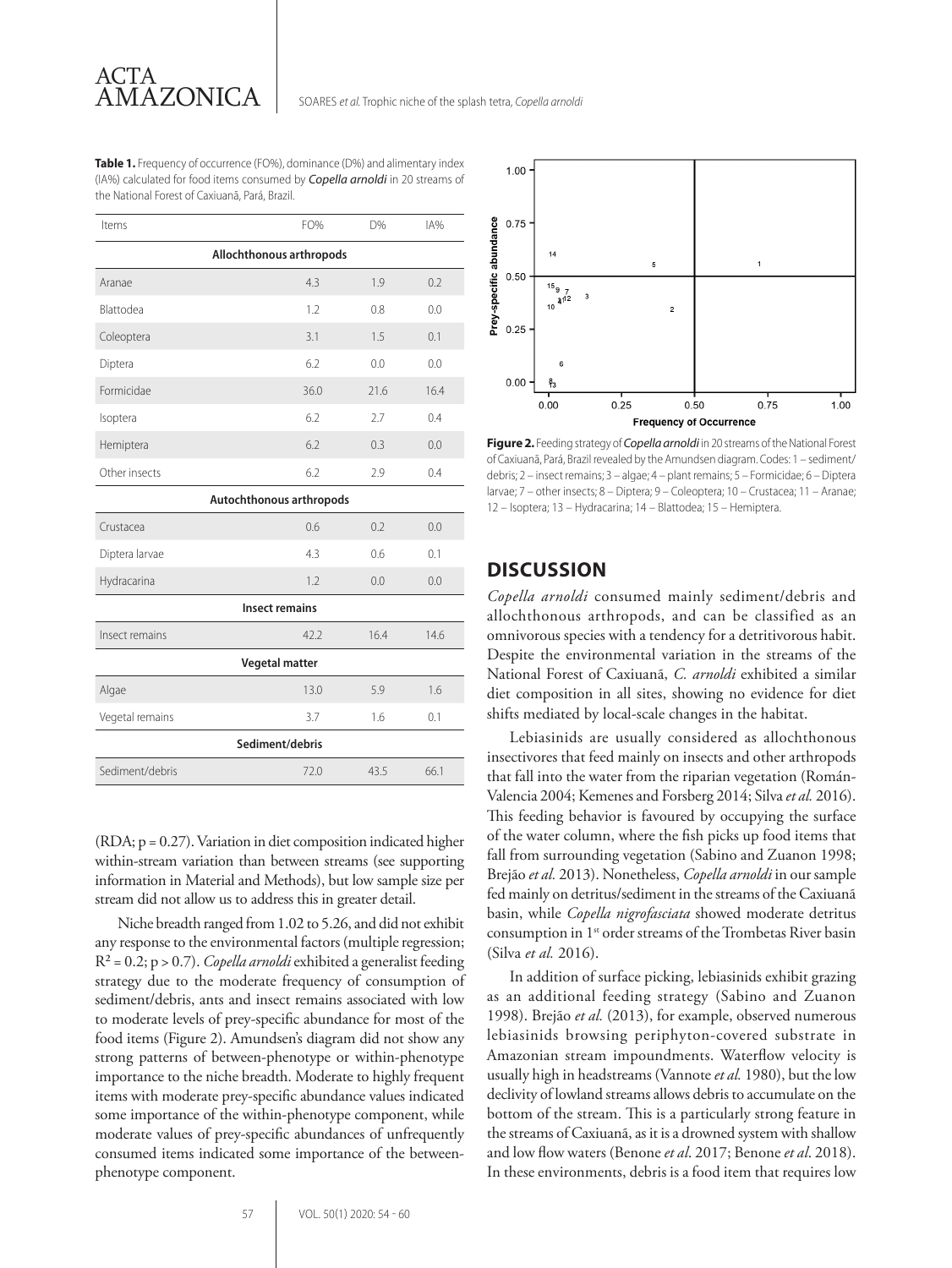**Table 1.** Frequency of occurrence (FO%), dominance (D%) and alimentary index (IA%) calculated for food items consumed by ***Copella arnoldi*** in 20 streams of the National Forest of Caxiuanã, Pará, Brazil.

| Items | FO% | D% | IA% |
|---|---|---|---|
| **Allochthonous arthropods** | | | |
| Aranae | 4.3 | 1.9 | 0.2 |
| Blattodea | 1.2 | 0.8 | 0.0 |
| Coleoptera | 3.1 | 1.5 | 0.1 |
| Diptera | 6.2 | 0.0 | 0.0 |
| Formicidae | 36.0 | 21.6 | 16.4 |
| Isoptera | 6.2 | 2.7 | 0.4 |
| Hemiptera | 6.2 | 0.3 | 0.0 |
| Other insects | 6.2 | 2.9 | 0.4 |
| **Autochthonous arthropods** | | | |
| Crustacea | 0.6 | 0.2 | 0.0 |
| Diptera larvae | 4.3 | 0.6 | 0.1 |
| Hydracarina | 1.2 | 0.0 | 0.0 |
| **Insect remains** | | | |
| Insect remains | 42.2 | 16.4 | 14.6 |
| **Vegetal matter** | | | |
| Algae | 13.0 | 5.9 | 1.6 |
| Vegetal remains | 3.7 | 1.6 | 0.1 |
| **Sediment/debris** | | | |
| Sediment/debris | 72.0 | 43.5 | 66.1 |

(RDA; $p = 0.27$). Variation in diet composition indicated higher within-stream variation than between streams (see supporting information in Material and Methods), but low sample size per stream did not allow us to address this in greater detail.

Niche breadth ranged from 1.02 to 5.26, and did not exhibit any response to the environmental factors (multiple regression; $R^2 = 0.2$; $p > 0.7$). *Copella arnoldi* exhibited a generalist feeding strategy due to the moderate frequency of consumption of sediment/debris, ants and insect remains associated with low to moderate levels of prey-specific abundance for most of the food items (Figure 2). Amundsen's diagram did not show any strong patterns of between-phenotype or within-phenotype importance to the niche breadth. Moderate to highly frequent items with moderate prey-specific abundance values indicated some importance of the within-phenotype component, while moderate values of prey-specific abundances of unfrequently consumed items indicated some importance of the between-phenotype component.

**Figure 2.** Feeding strategy of *Copella arnoldi* in 20 streams of the National Forest of Caxiuanã, Pará, Brazil revealed by the Amundsen diagram. Codes: 1 – sediment/debris; 2 – insect remains; 3 – algae; 4 – plant remains; 5 – Formicidae; 6 – Diptera larvae; 7 – other insects; 8 – Diptera; 9 – Coleoptera; 10 – Crustacea; 11 – Aranae; 12 – Isoptera; 13 – Hydracarina; 14 – Blattodea; 15 – Hemiptera.

## DISCUSSION

*Copella arnoldi* consumed mainly sediment/debris and allochthonous arthropods, and can be classified as an omnivorous species with a tendency for a detritivorous habit. Despite the environmental variation in the streams of the National Forest of Caxiuanã, *C. arnoldi* exhibited a similar diet composition in all sites, showing no evidence for diet shifts mediated by local-scale changes in the habitat.

Lebiasinids are usually considered as allochthonous insectivores that feed mainly on insects and other arthropods that fall into the water from the riparian vegetation (Román-Valencia 2004; Kemenes and Forsberg 2014; Silva *et al.* 2016). This feeding behavior is favoured by occupying the surface of the water column, where the fish picks up food items that fall from surrounding vegetation (Sabino and Zuanon 1998; Brejão *et al.* 2013). Nonetheless, *Copella arnoldi* in our sample fed mainly on detritus/sediment in the streams of the Caxiuanã basin, while *Copella nigrofasciata* showed moderate detritus consumption in 1st order streams of the Trombetas River basin (Silva *et al.* 2016).

In addition of surface picking, lebiasinids exhibit grazing as an additional feeding strategy (Sabino and Zuanon 1998). Brejão *et al.* (2013), for example, observed numerous lebiasinids browsing periphyton-covered substrate in Amazonian stream impoundments. Waterflow velocity is usually high in headstreams (Vannote *et al.* 1980), but the low declivity of lowland streams allows debris to accumulate on the bottom of the stream. This is a particularly strong feature in the streams of Caxiuanã, as it is a drowned system with shallow and low flow waters (Benone *et al.* 2017; Benone *et al.* 2018). In these environments, debris is a food item that requires low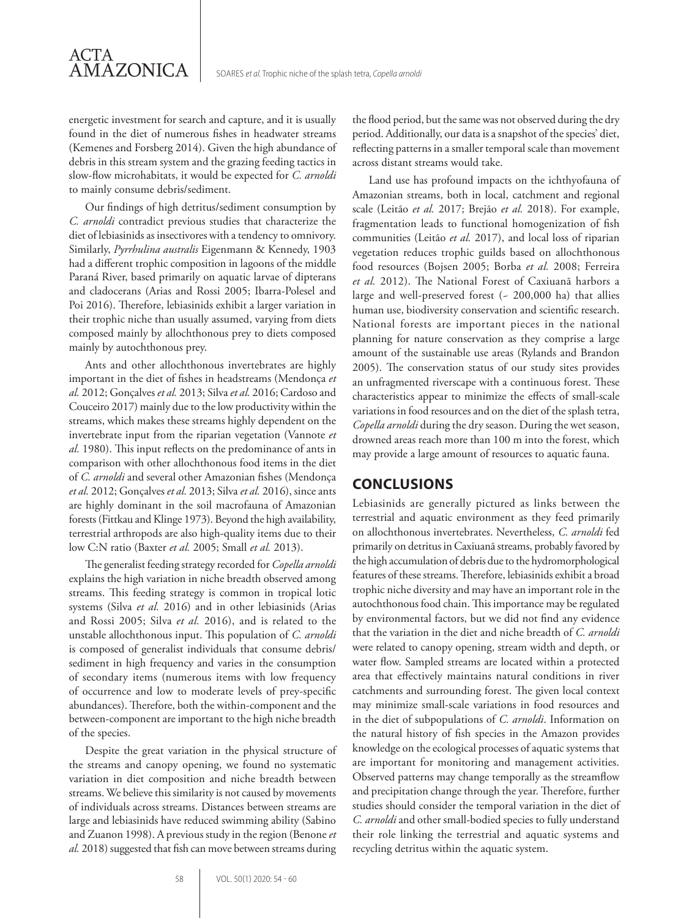energetic investment for search and capture, and it is usually found in the diet of numerous fishes in headwater streams (Kemenes and Forsberg 2014). Given the high abundance of debris in this stream system and the grazing feeding tactics in slow-flow microhabitats, it would be expected for *C. arnoldi* to mainly consume debris/sediment.

Our findings of high detritus/sediment consumption by *C. arnoldi* contradict previous studies that characterize the diet of lebiasinids as insectivores with a tendency to omnivory. Similarly, *Pyrrhulina australis* Eigenmann & Kennedy, 1903 had a different trophic composition in lagoons of the middle Paraná River, based primarily on aquatic larvae of dipterans and cladocerans (Arias and Rossi 2005; Ibarra-Polesel and Poi 2016). Therefore, lebiasinids exhibit a larger variation in their trophic niche than usually assumed, varying from diets composed mainly by allochthonous prey to diets composed mainly by autochthonous prey.

Ants and other allochthonous invertebrates are highly important in the diet of fishes in headstreams (Mendonça *et al.* 2012; Gonçalves *et al.* 2013; Silva *et al.* 2016; Cardoso and Couceiro 2017) mainly due to the low productivity within the streams, which makes these streams highly dependent on the invertebrate input from the riparian vegetation (Vannote *et al.* 1980). This input reflects on the predominance of ants in comparison with other allochthonous food items in the diet of *C. arnoldi* and several other Amazonian fishes (Mendonça *et al.* 2012; Gonçalves *et al.* 2013; Silva *et al.* 2016), since ants are highly dominant in the soil macrofauna of Amazonian forests (Fittkau and Klinge 1973). Beyond the high availability, terrestrial arthropods are also high-quality items due to their low C:N ratio (Baxter *et al.* 2005; Small *et al.* 2013).

The generalist feeding strategy recorded for *Copella arnoldi* explains the high variation in niche breadth observed among streams. This feeding strategy is common in tropical lotic systems (Silva *et al.* 2016) and in other lebiasinids (Arias and Rossi 2005; Silva *et al.* 2016), and is related to the unstable allochthonous input. This population of *C. arnoldi* is composed of generalist individuals that consume debris/sediment in high frequency and varies in the consumption of secondary items (numerous items with low frequency of occurrence and low to moderate levels of prey-specific abundances). Therefore, both the within-component and the between-component are important to the high niche breadth of the species.

Despite the great variation in the physical structure of the streams and canopy opening, we found no systematic variation in diet composition and niche breadth between streams. We believe this similarity is not caused by movements of individuals across streams. Distances between streams are large and lebiasinids have reduced swimming ability (Sabino and Zuanon 1998). A previous study in the region (Benone *et al.* 2018) suggested that fish can move between streams during the flood period, but the same was not observed during the dry period. Additionally, our data is a snapshot of the species' diet, reflecting patterns in a smaller temporal scale than movement across distant streams would take.

Land use has profound impacts on the ichthyofauna of Amazonian streams, both in local, catchment and regional scale (Leitão *et al.* 2017; Brejão *et al.* 2018). For example, fragmentation leads to functional homogenization of fish communities (Leitão *et al.* 2017), and local loss of riparian vegetation reduces trophic guilds based on allochthonous food resources (Bojsen 2005; Borba *et al.* 2008; Ferreira *et al.* 2012). The National Forest of Caxiuanã harbors a large and well-preserved forest (~ 200,000 ha) that allies human use, biodiversity conservation and scientific research. National forests are important pieces in the national planning for nature conservation as they comprise a large amount of the sustainable use areas (Rylands and Brandon 2005). The conservation status of our study sites provides an unfragmented riverscape with a continuous forest. These characteristics appear to minimize the effects of small-scale variations in food resources and on the diet of the splash tetra, *Copella arnoldi* during the dry season. During the wet season, drowned areas reach more than 100 m into the forest, which may provide a large amount of resources to aquatic fauna.

## CONCLUSIONS

Lebiasinids are generally pictured as links between the terrestrial and aquatic environment as they feed primarily on allochthonous invertebrates. Nevertheless, *C. arnoldi* fed primarily on detritus in Caxiuanã streams, probably favored by the high accumulation of debris due to the hydromorphological features of these streams. Therefore, lebiasinids exhibit a broad trophic niche diversity and may have an important role in the autochthonous food chain. This importance may be regulated by environmental factors, but we did not find any evidence that the variation in the diet and niche breadth of *C. arnoldi* were related to canopy opening, stream width and depth, or water flow. Sampled streams are located within a protected area that effectively maintains natural conditions in river catchments and surrounding forest. The given local context may minimize small-scale variations in food resources and in the diet of subpopulations of *C. arnoldi*. Information on the natural history of fish species in the Amazon provides knowledge on the ecological processes of aquatic systems that are important for monitoring and management activities. Observed patterns may change temporally as the streamflow and precipitation change through the year. Therefore, further studies should consider the temporal variation in the diet of *C. arnoldi* and other small-bodied species to fully understand their role linking the terrestrial and aquatic systems and recycling detritus within the aquatic system.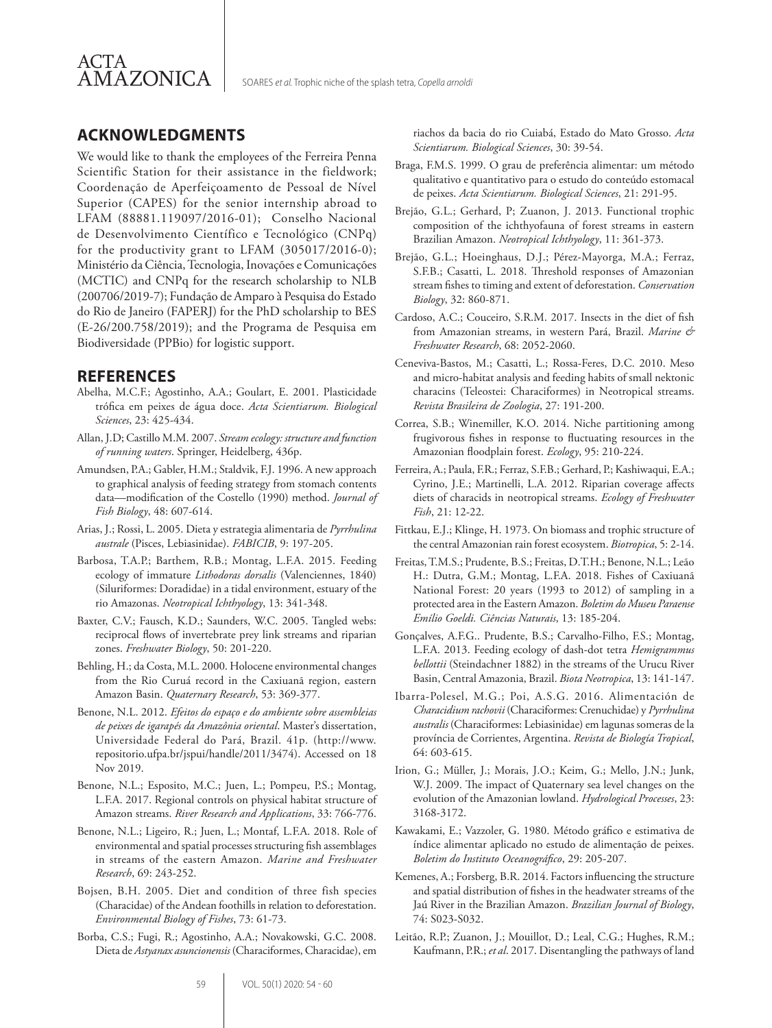## ACKNOWLEDGMENTS

We would like to thank the employees of the Ferreira Penna Scientific Station for their assistance in the fieldwork; Coordenação de Aperfeiçoamento de Pessoal de Nível Superior (CAPES) for the senior internship abroad to LFAM (88881.119097/2016-01); Conselho Nacional de Desenvolvimento Científico e Tecnológico (CNPq) for the productivity grant to LFAM (305017/2016-0); Ministério da Ciência, Tecnologia, Inovações e Comunicações (MCTIC) and CNPq for the research scholarship to NLB (200706/2019-7); Fundação de Amparo à Pesquisa do Estado do Rio de Janeiro (FAPERJ) for the PhD scholarship to BES (E-26/200.758/2019); and the Programa de Pesquisa em Biodiversidade (PPBio) for logistic support.

## REFERENCES

Abelha, M.C.F.; Agostinho, A.A.; Goulart, E. 2001. Plasticidade trófica em peixes de água doce. *Acta Scientiarum. Biological Sciences*, 23: 425-434.

Allan, J.D; Castillo M.M. 2007. *Stream ecology: structure and function of running waters*. Springer, Heidelberg, 436p.

Amundsen, P.A.; Gabler, H.M.; Staldvik, F.J. 1996. A new approach to graphical analysis of feeding strategy from stomach contents data—modification of the Costello (1990) method. *Journal of Fish Biology*, 48: 607-614.

Arias, J.; Rossi, L. 2005. Dieta y estrategia alimentaria de *Pyrrhulina australe* (Pisces, Lebiasinidae). *FABICIB*, 9: 197-205.

Barbosa, T.A.P.; Barthem, R.B.; Montag, L.F.A. 2015. Feeding ecology of immature *Lithodoras dorsalis* (Valenciennes, 1840) (Siluriformes: Doradidae) in a tidal environment, estuary of the rio Amazonas. *Neotropical Ichthyology*, 13: 341-348.

Baxter, C.V.; Fausch, K.D.; Saunders, W.C. 2005. Tangled webs: reciprocal flows of invertebrate prey link streams and riparian zones. *Freshwater Biology*, 50: 201-220.

Behling, H.; da Costa, M.L. 2000. Holocene environmental changes from the Rio Curuá record in the Caxiuanã region, eastern Amazon Basin. *Quaternary Research*, 53: 369-377.

Benone, N.L. 2012. *Efeitos do espaço e do ambiente sobre assembleias de peixes de igarapés da Amazônia oriental*. Master's dissertation, Universidade Federal do Pará, Brazil. 41p. (http://www.repositorio.ufpa.br/jspui/handle/2011/3474). Accessed on 18 Nov 2019.

Benone, N.L.; Esposito, M.C.; Juen, L.; Pompeu, P.S.; Montag, L.F.A. 2017. Regional controls on physical habitat structure of Amazon streams. *River Research and Applications*, 33: 766-776.

Benone, N.L.; Ligeiro, R.; Juen, L.; Montaf, L.F.A. 2018. Role of environmental and spatial processes structuring fish assemblages in streams of the eastern Amazon. *Marine and Freshwater Research*, 69: 243-252.

Bojsen, B.H. 2005. Diet and condition of three fish species (Characidae) of the Andean foothills in relation to deforestation. *Environmental Biology of Fishes*, 73: 61-73.

Borba, C.S.; Fugi, R.; Agostinho, A.A.; Novakowski, G.C. 2008. Dieta de *Astyanax asuncionensis* (Characiformes, Characidae), em riachos da bacia do rio Cuiabá, Estado do Mato Grosso. *Acta Scientiarum. Biological Sciences*, 30: 39-54.

Braga, F.M.S. 1999. O grau de preferência alimentar: um método qualitativo e quantitativo para o estudo do conteúdo estomacal de peixes. *Acta Scientiarum. Biological Sciences*, 21: 291-95.

Brejão, G.L.; Gerhard, P; Zuanon, J. 2013. Functional trophic composition of the ichthyofauna of forest streams in eastern Brazilian Amazon. *Neotropical Ichthyology*, 11: 361-373.

Brejão, G.L.; Hoeinghaus, D.J.; Pérez-Mayorga, M.A.; Ferraz, S.F.B.; Casatti, L. 2018. Threshold responses of Amazonian stream fishes to timing and extent of deforestation. *Conservation Biology*, 32: 860-871.

Cardoso, A.C.; Couceiro, S.R.M. 2017. Insects in the diet of fish from Amazonian streams, in western Pará, Brazil. *Marine & Freshwater Research*, 68: 2052-2060.

Ceneviva-Bastos, M.; Casatti, L.; Rossa-Feres, D.C. 2010. Meso and micro-habitat analysis and feeding habits of small nektonic characins (Teleostei: Characiformes) in Neotropical streams. *Revista Brasileira de Zoologia*, 27: 191-200.

Correa, S.B.; Winemiller, K.O. 2014. Niche partitioning among frugivorous fishes in response to fluctuating resources in the Amazonian floodplain forest. *Ecology*, 95: 210-224.

Ferreira, A.; Paula, F.R.; Ferraz, S.F.B.; Gerhard, P.; Kashiwaqui, E.A.; Cyrino, J.E.; Martinelli, L.A. 2012. Riparian coverage affects diets of characids in neotropical streams. *Ecology of Freshwater Fish*, 21: 12-22.

Fittkau, E.J.; Klinge, H. 1973. On biomass and trophic structure of the central Amazonian rain forest ecosystem. *Biotropica*, 5: 2-14.

Freitas, T.M.S.; Prudente, B.S.; Freitas, D.T.H.; Benone, N.L.; Leão H.: Dutra, G.M.; Montag, L.F.A. 2018. Fishes of Caxiuanã National Forest: 20 years (1993 to 2012) of sampling in a protected area in the Eastern Amazon. *Boletim do Museu Paraense Emílio Goeldi. Ciências Naturais*, 13: 185-204.

Gonçalves, A.F.G.. Prudente, B.S.; Carvalho-Filho, F.S.; Montag, L.F.A. 2013. Feeding ecology of dash-dot tetra *Hemigrammus bellottii* (Steindachner 1882) in the streams of the Urucu River Basin, Central Amazonia, Brazil. *Biota Neotropica*, 13: 141-147.

Ibarra-Polesel, M.G.; Poi, A.S.G. 2016. Alimentación de *Characidium rachovii* (Characiformes: Crenuchidae) y *Pyrrhulina australis* (Characiformes: Lebiasinidae) en lagunas someras de la província de Corrientes, Argentina. *Revista de Biología Tropical*, 64: 603-615.

Irion, G.; Müller, J.; Morais, J.O.; Keim, G.; Mello, J.N.; Junk, W.J. 2009. The impact of Quaternary sea level changes on the evolution of the Amazonian lowland. *Hydrological Processes*, 23: 3168-3172.

Kawakami, E.; Vazzoler, G. 1980. Método gráfico e estimativa de índice alimentar aplicado no estudo de alimentação de peixes. *Boletim do Instituto Oceanográfico*, 29: 205-207.

Kemenes, A.; Forsberg, B.R. 2014. Factors influencing the structure and spatial distribution of fishes in the headwater streams of the Jaú River in the Brazilian Amazon. *Brazilian Journal of Biology*, 74: S023-S032.

Leitão, R.P.; Zuanon, J.; Mouillot, D.; Leal, C.G.; Hughes, R.M.; Kaufmann, P.R.; *et al*. 2017. Disentangling the pathways of land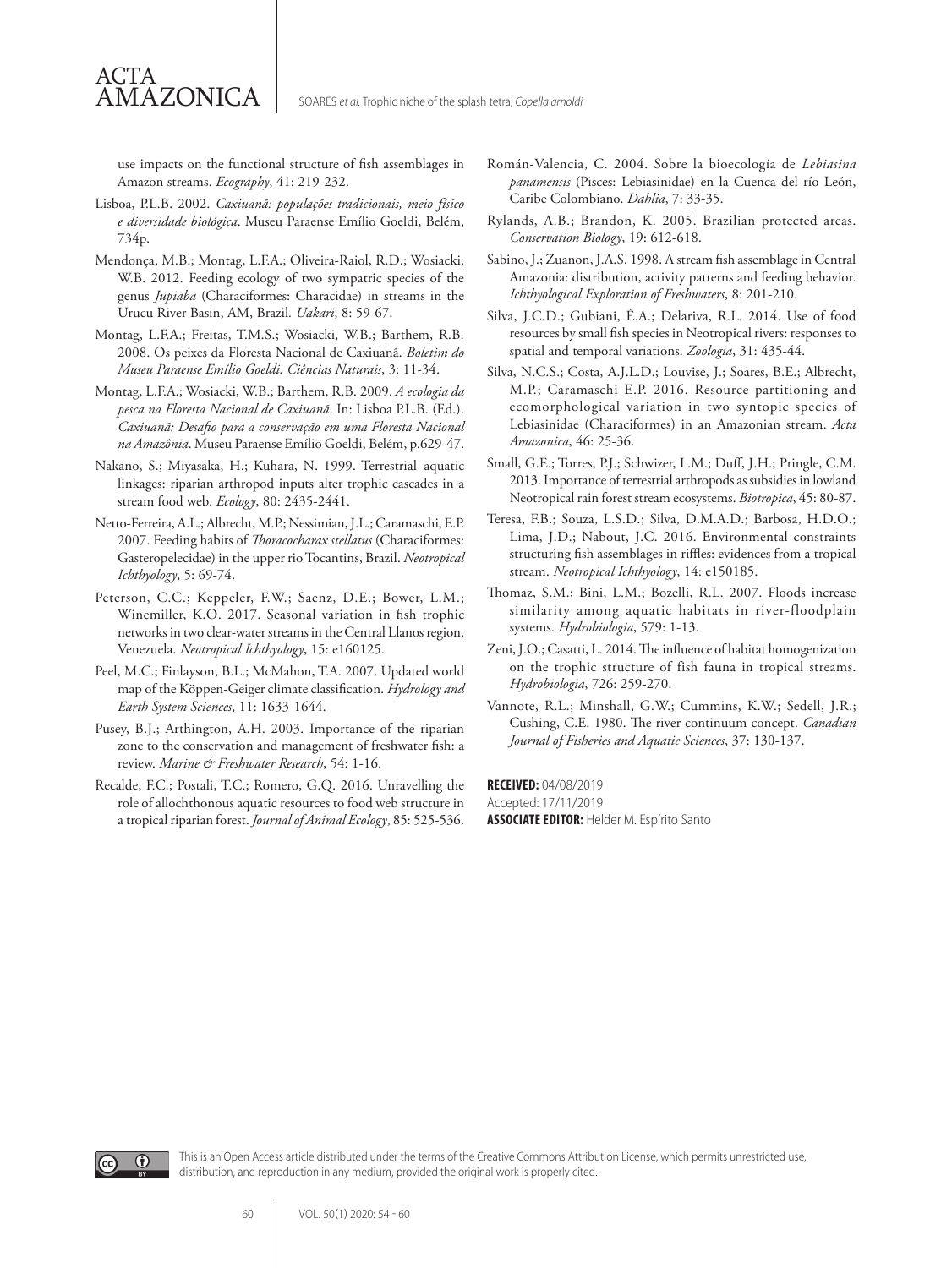use impacts on the functional structure of fish assemblages in Amazon streams. *Ecography*, 41: 219-232.

Lisboa, P.L.B. 2002. *Caxiuanã: populações tradicionais, meio físico e diversidade biológica*. Museu Paraense Emílio Goeldi, Belém, 734p.

Mendonça, M.B.; Montag, L.F.A.; Oliveira-Raiol, R.D.; Wosiacki, W.B. 2012. Feeding ecology of two sympatric species of the genus *Jupiaba* (Characiformes: Characidae) in streams in the Urucu River Basin, AM, Brazil. *Uakari*, 8: 59-67.

Montag, L.F.A.; Freitas, T.M.S.; Wosiacki, W.B.; Barthem, R.B. 2008. Os peixes da Floresta Nacional de Caxiuanã. *Boletim do Museu Paraense Emílio Goeldi. Ciências Naturais*, 3: 11-34.

Montag, L.F.A.; Wosiacki, W.B.; Barthem, R.B. 2009. *A ecologia da pesca na Floresta Nacional de Caxiuanã*. In: Lisboa P.L.B. (Ed.). *Caxiuanã: Desafio para a conservação em uma Floresta Nacional na Amazônia*. Museu Paraense Emílio Goeldi, Belém, p.629-47.

Nakano, S.; Miyasaka, H.; Kuhara, N. 1999. Terrestrial–aquatic linkages: riparian arthropod inputs alter trophic cascades in a stream food web. *Ecology*, 80: 2435-2441.

Netto-Ferreira, A.L.; Albrecht, M.P.; Nessimian, J.L.; Caramaschi, E.P. 2007. Feeding habits of *Thoracocharax stellatus* (Characiformes: Gasteropelecidae) in the upper rio Tocantins, Brazil. *Neotropical Ichthyology*, 5: 69-74.

Peterson, C.C.; Keppeler, F.W.; Saenz, D.E.; Bower, L.M.; Winemiller, K.O. 2017. Seasonal variation in fish trophic networks in two clear-water streams in the Central Llanos region, Venezuela. *Neotropical Ichthyology*, 15: e160125.

Peel, M.C.; Finlayson, B.L.; McMahon, T.A. 2007. Updated world map of the Köppen-Geiger climate classification. *Hydrology and Earth System Sciences*, 11: 1633-1644.

Pusey, B.J.; Arthington, A.H. 2003. Importance of the riparian zone to the conservation and management of freshwater fish: a review. *Marine & Freshwater Research*, 54: 1-16.

Recalde, F.C.; Postali, T.C.; Romero, G.Q. 2016. Unravelling the role of allochthonous aquatic resources to food web structure in a tropical riparian forest. *Journal of Animal Ecology*, 85: 525-536.

Román-Valencia, C. 2004. Sobre la bioecología de *Lebiasina panamensis* (Pisces: Lebiasinidae) en la Cuenca del río León, Caribe Colombiano. *Dahlia*, 7: 33-35.

Rylands, A.B.; Brandon, K. 2005. Brazilian protected areas. *Conservation Biology*, 19: 612-618.

Sabino, J.; Zuanon, J.A.S. 1998. A stream fish assemblage in Central Amazonia: distribution, activity patterns and feeding behavior. *Ichthyological Exploration of Freshwaters*, 8: 201-210.

Silva, J.C.D.; Gubiani, É.A.; Delariva, R.L. 2014. Use of food resources by small fish species in Neotropical rivers: responses to spatial and temporal variations. *Zoologia*, 31: 435-44.

Silva, N.C.S.; Costa, A.J.L.D.; Louvise, J.; Soares, B.E.; Albrecht, M.P.; Caramaschi E.P. 2016. Resource partitioning and ecomorphological variation in two syntopic species of Lebiasinidae (Characiformes) in an Amazonian stream. *Acta Amazonica*, 46: 25-36.

Small, G.E.; Torres, P.J.; Schwizer, L.M.; Duff, J.H.; Pringle, C.M. 2013. Importance of terrestrial arthropods as subsidies in lowland Neotropical rain forest stream ecosystems. *Biotropica*, 45: 80-87.

Teresa, F.B.; Souza, L.S.D.; Silva, D.M.A.D.; Barbosa, H.D.O.; Lima, J.D.; Nabout, J.C. 2016. Environmental constraints structuring fish assemblages in riffles: evidences from a tropical stream. *Neotropical Ichthyology*, 14: e150185.

Thomaz, S.M.; Bini, L.M.; Bozelli, R.L. 2007. Floods increase similarity among aquatic habitats in river-floodplain systems. *Hydrobiologia*, 579: 1-13.

Zeni, J.O.; Casatti, L. 2014. The influence of habitat homogenization on the trophic structure of fish fauna in tropical streams. *Hydrobiologia*, 726: 259-270.

Vannote, R.L.; Minshall, G.W.; Cummins, K.W.; Sedell, J.R.; Cushing, C.E. 1980. The river continuum concept. *Canadian Journal of Fisheries and Aquatic Sciences*, 37: 130-137.

**RECEIVED:** 04/08/2019
Accepted: 17/11/2019
**ASSOCIATE EDITOR:** Helder M. Espírito Santo

This is an Open Access article distributed under the terms of the Creative Commons Attribution License, which permits unrestricted use, distribution, and reproduction in any medium, provided the original work is properly cited.